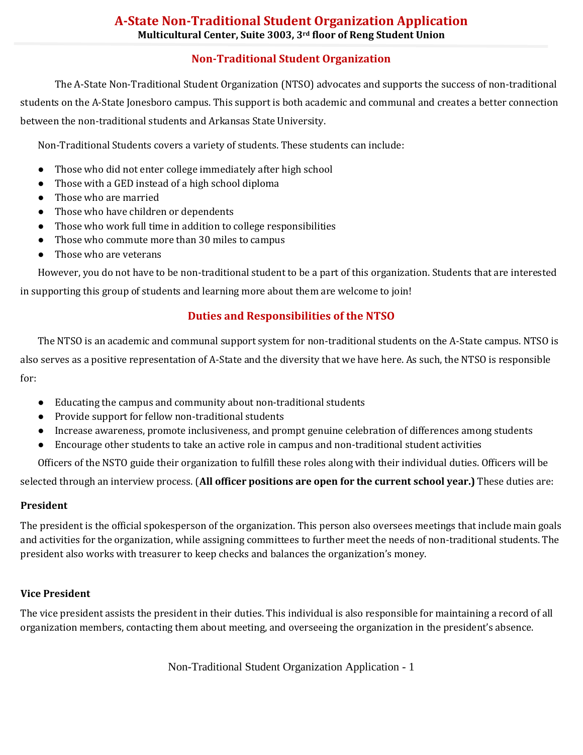# A-State Non-Traditional Student Organization Application

**Multicultural Center, Suite 3003, 3rd floor of Reng Student Union**

## Non-Traditional Student Organization

The A-State Non-Traditional Student Organization (NTSO) advocates and supports the success of non-traditional students on the A-State Jonesboro campus. This support is both academic and communal and creates a better connection between the non-traditional students and Arkansas State University.

Non-Traditional Students covers a variety of students. These students can include:

- Those who did not enter college immediately after high school
- Those with a GED instead of a high school diploma
- Those who are married
- Those who have children or dependents
- Those who work full time in addition to college responsibilities
- Those who commute more than 30 miles to campus
- Those who are veterans

However, you do not have to be non-traditional student to be a part of this organization. Students that are interested in supporting this group of students and learning more about them are welcome to join!

## Duties and Responsibilities of the NTSO

The NTSO is an academic and communal support system for non-traditional students on the A-State campus. NTSO is also serves as a positive representation of A-State and the diversity that we have here. As such, the NTSO is responsible for:

- Educating the campus and community about non-traditional students
- Provide support for fellow non-traditional students
- Increase awareness, promote inclusiveness, and prompt genuine celebration of differences among students
- Encourage other students to take an active role in campus and non-traditional student activities

Officers of the NSTO guide their organization to fulfill these roles along with their individual duties. Officers will be selected through an interview process. (**All officer positions are open for the current school year.)** These duties are:

### President

The president is the official spokesperson of the organization. This person also oversees meetings that include main goals and activities for the organization, while assigning committees to further meet the needs of non-traditional students. The president also works with treasurer to keep checks and balances the organization's money.

### Vice President

The vice president assists the president in their duties. This individual is also responsible for maintaining a record of all organization members, contacting them about meeting, and overseeing the organization in the president's absence.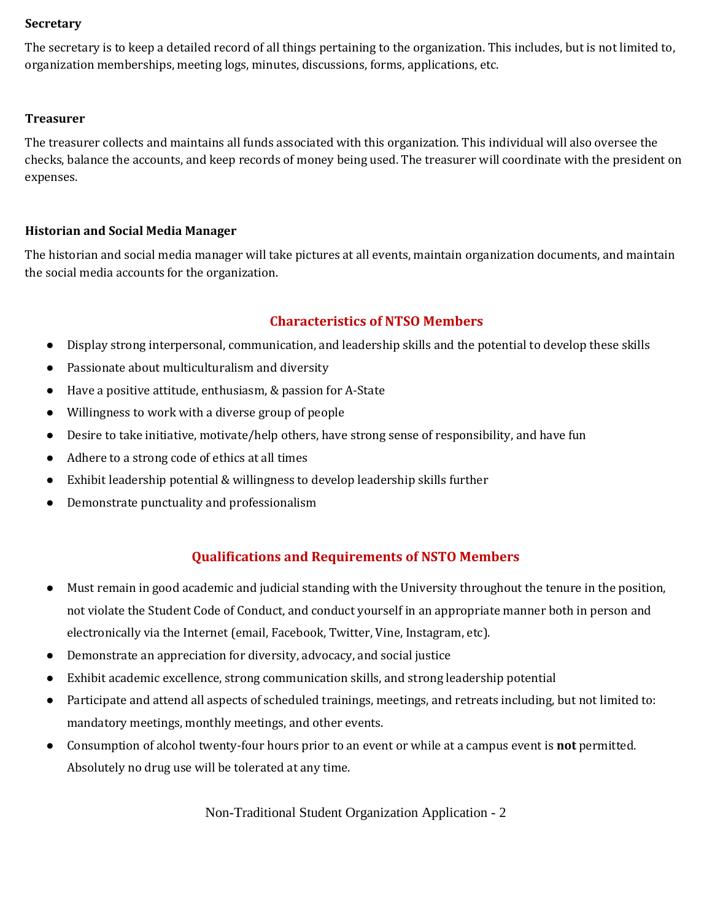### Secretary

The secretary is to keep a detailed record of all things pertaining to the organization. This includes, but is not limited to, organization memberships, meeting logs, minutes, discussions, forms, applications, etc.

### Treasurer

The treasurer collects and maintains all funds associated with this organization. This individual will also oversee the checks, balance the accounts, and keep records of money being used. The treasurer will coordinate with the president on expenses.

### Historian and Social Media Manager

The historian and social media manager will take pictures at all events, maintain organization documents, and maintain the social media accounts for the organization.

## Characteristics of NTSO Members

- Display strong interpersonal, communication, and leadership skills and the potential to develop these skills
- Passionate about multiculturalism and diversity
- Have a positive attitude, enthusiasm, & passion for A-State
- Willingness to work with a diverse group of people
- Desire to take initiative, motivate/help others, have strong sense of responsibility, and have fun
- Adhere to a strong code of ethics at all times
- Exhibit leadership potential & willingness to develop leadership skills further
- Demonstrate punctuality and professionalism

## Qualifications and Requirements of NSTO Members

- Must remain in good academic and judicial standing with the University throughout the tenure in the position, not violate the Student Code of Conduct, and conduct yourself in an appropriate manner both in person and electronically via the Internet (email, Facebook, Twitter, Vine, Instagram, etc).
- Demonstrate an appreciation for diversity, advocacy, and social justice
- Exhibit academic excellence, strong communication skills, and strong leadership potential
- Participate and attend all aspects of scheduled trainings, meetings, and retreats including, but not limited to: mandatory meetings, monthly meetings, and other events.
- Consumption of alcohol twenty-four hours prior to an event or while at a campus event is **not** permitted. Absolutely no drug use will be tolerated at any time.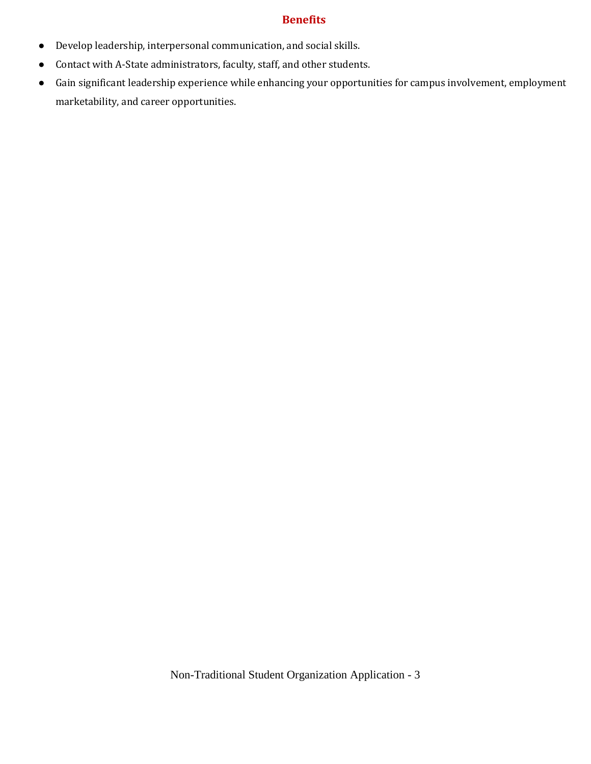## Benefits

- Develop leadership, interpersonal communication, and social skills.
- Contact with A-State administrators, faculty, staff, and other students.
- Gain significant leadership experience while enhancing your opportunities for campus involvement, employment marketability, and career opportunities.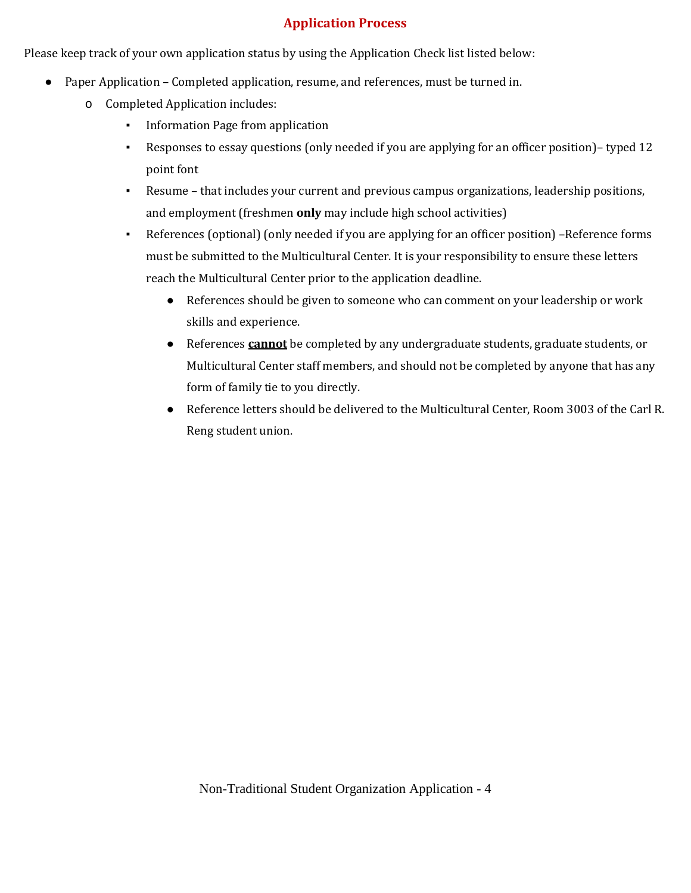## Application Process

Please keep track of your own application status by using the Application Check list listed below:

- Paper Application – Completed application, resume, and references, must be turned in.
  - Completed Application includes:
    - Information Page from application
    - Responses to essay questions (only needed if you are applying for an officer position)– typed 12 point font
    - Resume – that includes your current and previous campus organizations, leadership positions, and employment (freshmen **only** may include high school activities)
    - References (optional) (only needed if you are applying for an officer position) –Reference forms must be submitted to the Multicultural Center. It is your responsibility to ensure these letters reach the Multicultural Center prior to the application deadline.
      - References should be given to someone who can comment on your leadership or work skills and experience.
      - References **cannot** be completed by any undergraduate students, graduate students, or Multicultural Center staff members, and should not be completed by anyone that has any form of family tie to you directly.
      - Reference letters should be delivered to the Multicultural Center, Room 3003 of the Carl R. Reng student union.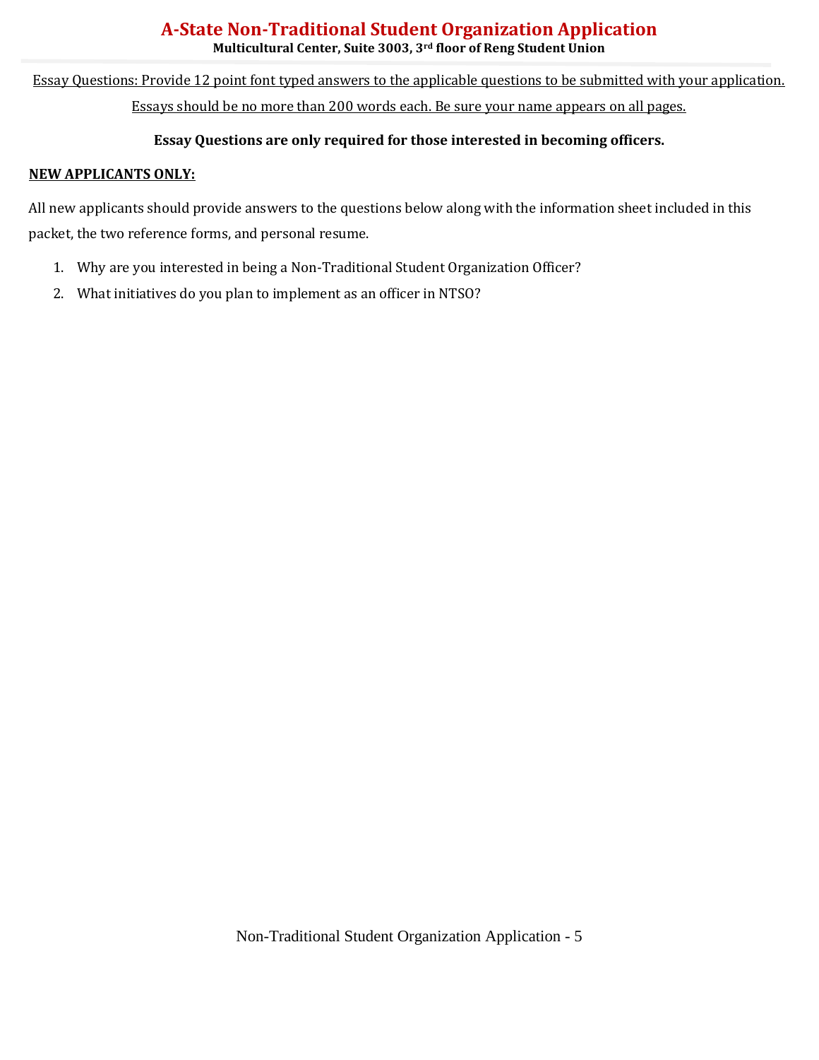# A-State Non-Traditional Student Organization Application

**Multicultural Center, Suite 3003, 3rd floor of Reng Student Union**

Essay Questions: Provide 12 point font typed answers to the applicable questions to be submitted with your application. Essays should be no more than 200 words each. Be sure your name appears on all pages.

**Essay Questions are only required for those interested in becoming officers.**

**NEW APPLICANTS ONLY:**

All new applicants should provide answers to the questions below along with the information sheet included in this packet, the two reference forms, and personal resume.

1. Why are you interested in being a Non-Traditional Student Organization Officer?
2. What initiatives do you plan to implement as an officer in NTSO?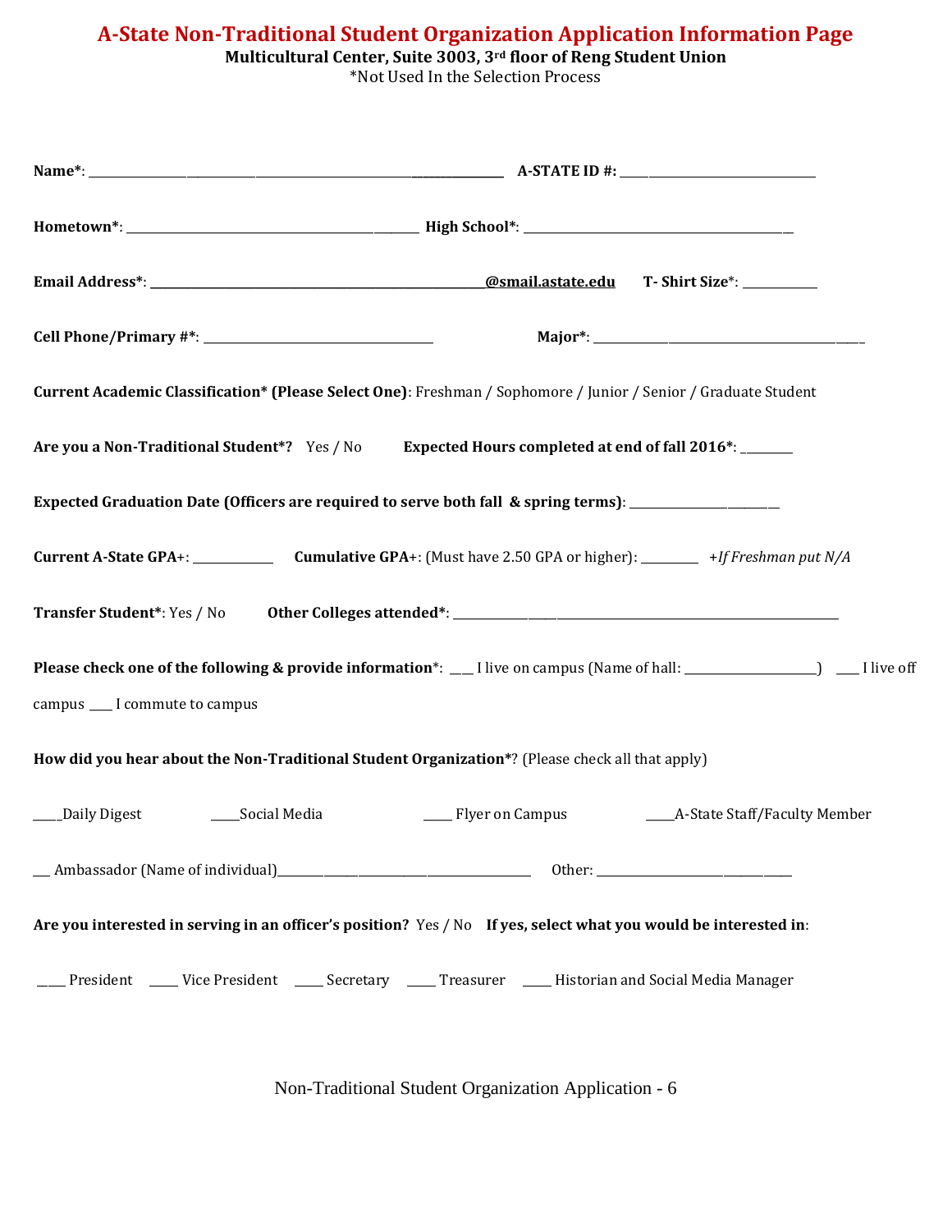# A-State Non-Traditional Student Organization Application Information Page

**Multicultural Center, Suite 3003, 3rd floor of Reng Student Union**

*Not Used In the Selection Process

**Name***: ________________________________________________ **A-STATE ID #:** ______________________________

**Hometown***: ____________________________________________ **High School***: ________________________________________

**Email Address*:** ____________________________________________**@smail.astate.edu** **T- Shirt Size***: ___________

**Cell Phone/Primary #***: __________________________________ **Major***: ________________________________________

**Current Academic Classification* (Please Select One)**: Freshman / Sophomore / Junior / Senior / Graduate Student

**Are you a Non-Traditional Student*?** Yes / No **Expected Hours completed at end of fall 2016***: ________

**Expected Graduation Date (Officers are required to serve both fall & spring terms)**: _______________________

**Current A-State GPA**+: ____________ **Cumulative GPA**+: (Must have 2.50 GPA or higher): ________ +*If Freshman put N/A*

**Transfer Student***: Yes / No **Other Colleges attended***: ____________________________________________________________

**Please check one of the following & provide information***: ___ I live on campus (Name of hall: ____________________) ___ I live off campus ___ I commute to campus

**How did you hear about the Non-Traditional Student Organization***? (Please check all that apply)

____Daily Digest ____Social Media ____ Flyer on Campus ____A-State Staff/Faculty Member

___ Ambassador (Name of individual)________________________________________ Other: ______________________________

**Are you interested in serving in an officer's position?** Yes / No **If yes, select what you would be interested in**:

____ President ____ Vice President ____ Secretary ____ Treasurer ____ Historian and Social Media Manager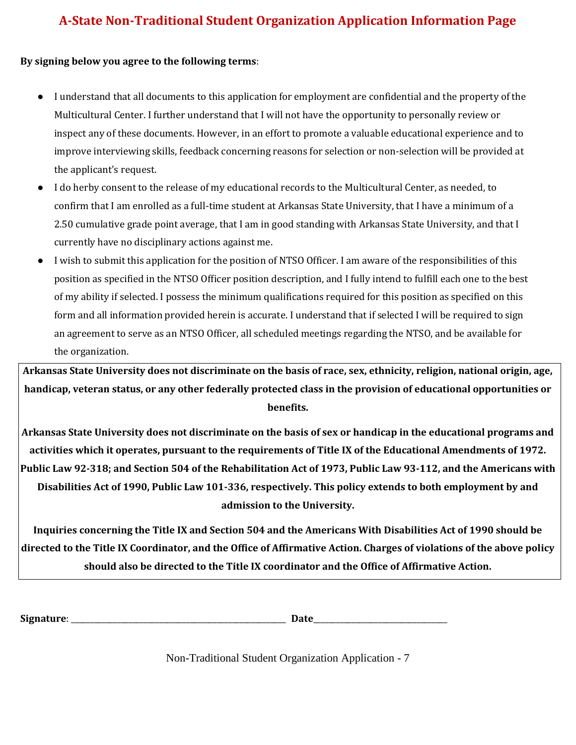# A-State Non-Traditional Student Organization Application Information Page

**By signing below you agree to the following terms**:

- I understand that all documents to this application for employment are confidential and the property of the Multicultural Center. I further understand that I will not have the opportunity to personally review or inspect any of these documents. However, in an effort to promote a valuable educational experience and to improve interviewing skills, feedback concerning reasons for selection or non-selection will be provided at the applicant's request.
- I do herby consent to the release of my educational records to the Multicultural Center, as needed, to confirm that I am enrolled as a full-time student at Arkansas State University, that I have a minimum of a 2.50 cumulative grade point average, that I am in good standing with Arkansas State University, and that I currently have no disciplinary actions against me.
- I wish to submit this application for the position of NTSO Officer. I am aware of the responsibilities of this position as specified in the NTSO Officer position description, and I fully intend to fulfill each one to the best of my ability if selected. I possess the minimum qualifications required for this position as specified on this form and all information provided herein is accurate. I understand that if selected I will be required to sign an agreement to serve as an NTSO Officer, all scheduled meetings regarding the NTSO, and be available for the organization.

**Arkansas State University does not discriminate on the basis of race, sex, ethnicity, religion, national origin, age, handicap, veteran status, or any other federally protected class in the provision of educational opportunities or benefits.**

**Arkansas State University does not discriminate on the basis of sex or handicap in the educational programs and activities which it operates, pursuant to the requirements of Title IX of the Educational Amendments of 1972. Public Law 92-318; and Section 504 of the Rehabilitation Act of 1973, Public Law 93-112, and the Americans with Disabilities Act of 1990, Public Law 101-336, respectively. This policy extends to both employment by and admission to the University.**

**Inquiries concerning the Title IX and Section 504 and the Americans With Disabilities Act of 1990 should be directed to the Title IX Coordinator, and the Office of Affirmative Action. Charges of violations of the above policy should also be directed to the Title IX coordinator and the Office of Affirmative Action.**

**Signature**: ______________________________ **Date**______________________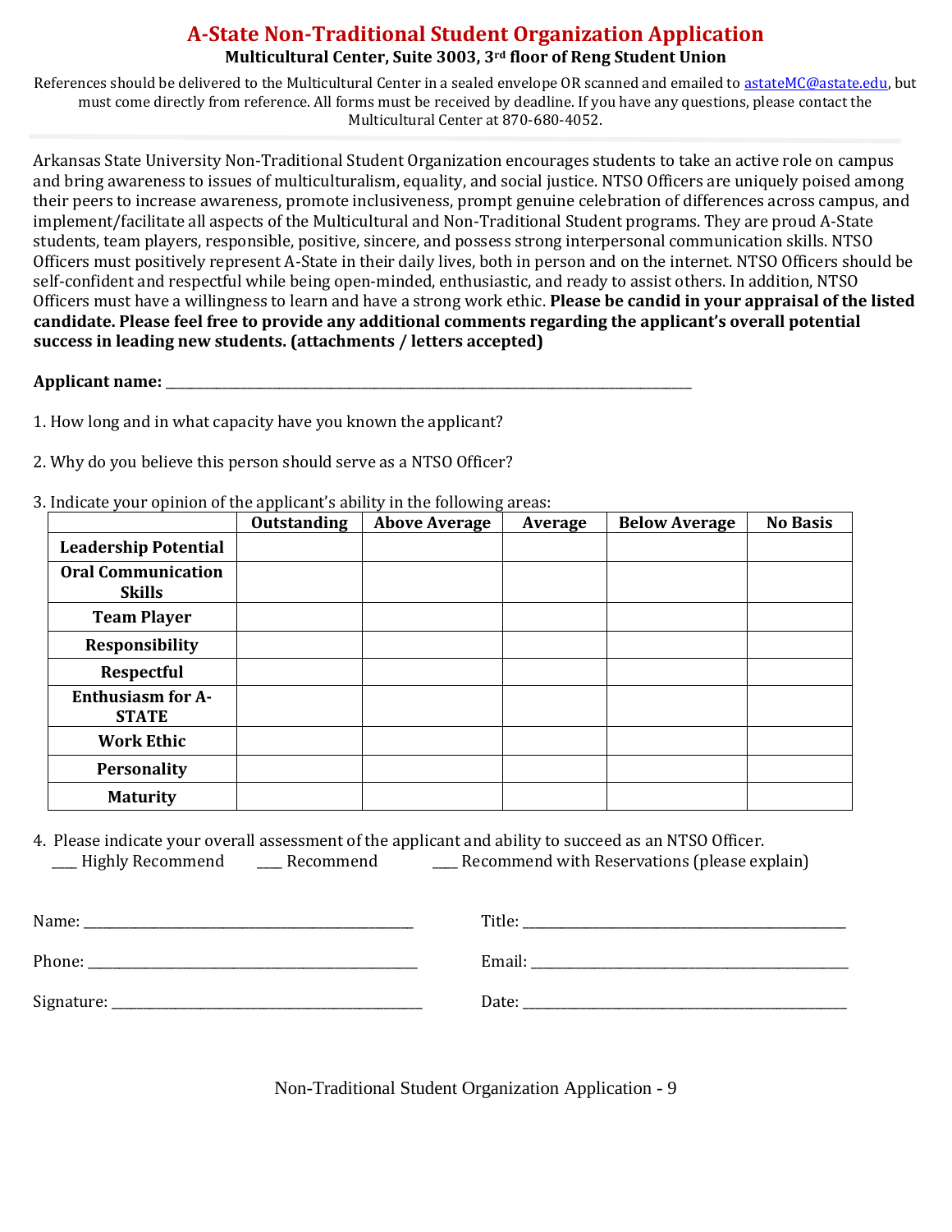# A-State Non-Traditional Student Organization Application

**Multicultural Center, Suite 3003, 3rd floor of Reng Student Union**

References should be delivered to the Multicultural Center in a sealed envelope OR scanned and emailed to astateMC@astate.edu, but must come directly from reference. All forms must be received by deadline. If you have any questions, please contact the Multicultural Center at 870-680-4052.

Arkansas State University Non-Traditional Student Organization encourages students to take an active role on campus and bring awareness to issues of multiculturalism, equality, and social justice. NTSO Officers are uniquely poised among their peers to increase awareness, promote inclusiveness, prompt genuine celebration of differences across campus, and implement/facilitate all aspects of the Multicultural and Non-Traditional Student programs. They are proud A-State students, team players, responsible, positive, sincere, and possess strong interpersonal communication skills. NTSO Officers must positively represent A-State in their daily lives, both in person and on the internet. NTSO Officers should be self-confident and respectful while being open-minded, enthusiastic, and ready to assist others. In addition, NTSO Officers must have a willingness to learn and have a strong work ethic. **Please be candid in your appraisal of the listed candidate. Please feel free to provide any additional comments regarding the applicant's overall potential success in leading new students. (attachments / letters accepted)**

**Applicant name:** ______________________________________________

1. How long and in what capacity have you known the applicant?

2. Why do you believe this person should serve as a NTSO Officer?

3. Indicate your opinion of the applicant's ability in the following areas:

| | Outstanding | Above Average | Average | Below Average | No Basis |
|---|---|---|---|---|---|
| **Leadership Potential** | | | | | |
| **Oral Communication Skills** | | | | | |
| **Team Player** | | | | | |
| **Responsibility** | | | | | |
| **Respectful** | | | | | |
| **Enthusiasm for A-STATE** | | | | | |
| **Work Ethic** | | | | | |
| **Personality** | | | | | |
| **Maturity** | | | | | |

4. Please indicate your overall assessment of the applicant and ability to succeed as an NTSO Officer.

____ Highly Recommend ____ Recommend ____ Recommend with Reservations (please explain)

Name: ______________________________ Title: ______________________________

Phone: ______________________________ Email: ______________________________

Signature: ______________________________ Date: ______________________________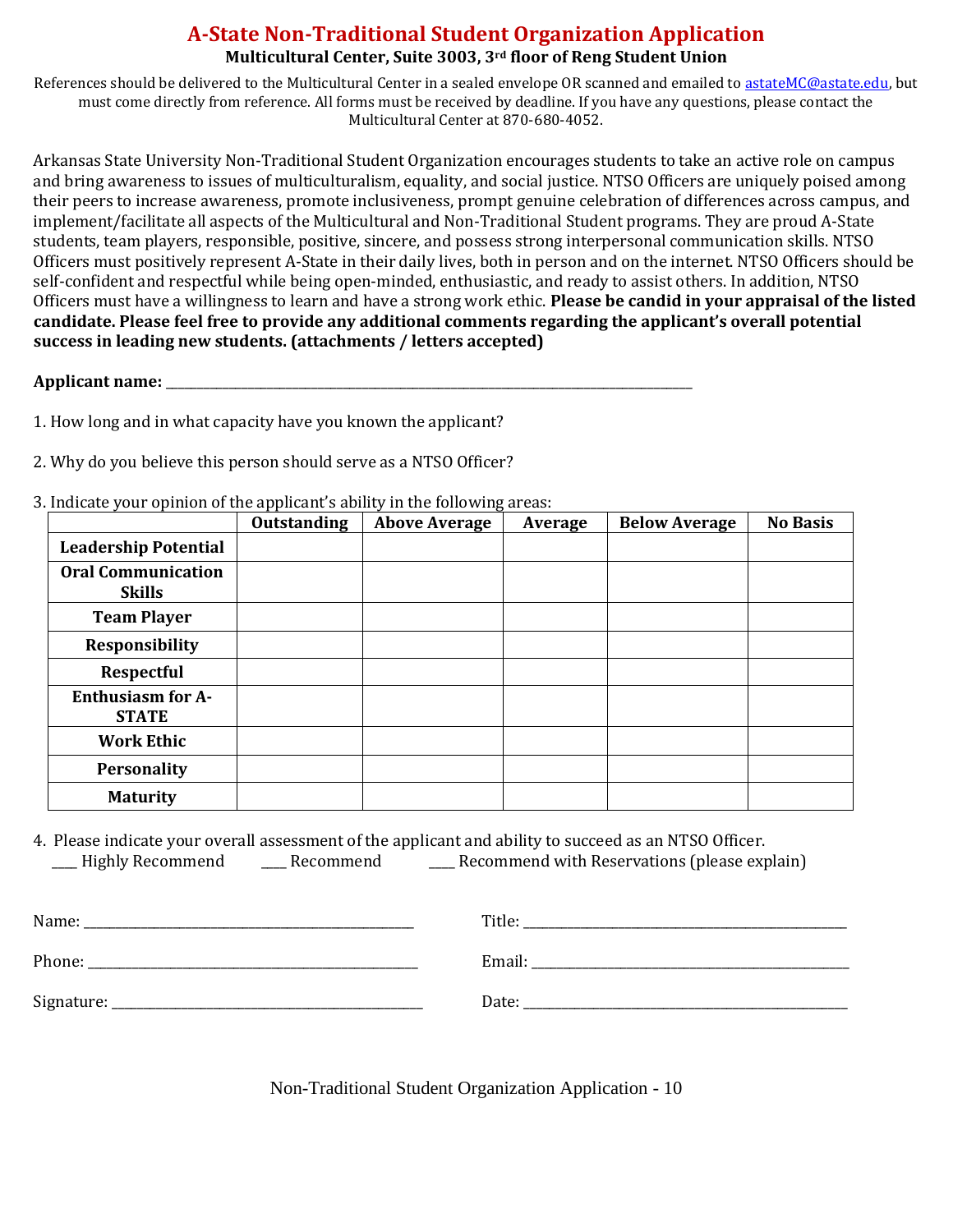# A-State Non-Traditional Student Organization Application

**Multicultural Center, Suite 3003, 3rd floor of Reng Student Union**

References should be delivered to the Multicultural Center in a sealed envelope OR scanned and emailed to astateMC@astate.edu, but must come directly from reference. All forms must be received by deadline. If you have any questions, please contact the Multicultural Center at 870-680-4052.

Arkansas State University Non-Traditional Student Organization encourages students to take an active role on campus and bring awareness to issues of multiculturalism, equality, and social justice. NTSO Officers are uniquely poised among their peers to increase awareness, promote inclusiveness, prompt genuine celebration of differences across campus, and implement/facilitate all aspects of the Multicultural and Non-Traditional Student programs. They are proud A-State students, team players, responsible, positive, sincere, and possess strong interpersonal communication skills. NTSO Officers must positively represent A-State in their daily lives, both in person and on the internet. NTSO Officers should be self-confident and respectful while being open-minded, enthusiastic, and ready to assist others. In addition, NTSO Officers must have a willingness to learn and have a strong work ethic. **Please be candid in your appraisal of the listed candidate. Please feel free to provide any additional comments regarding the applicant's overall potential success in leading new students. (attachments / letters accepted)**

**Applicant name:** ______________________________________________

1. How long and in what capacity have you known the applicant?

2. Why do you believe this person should serve as a NTSO Officer?

3. Indicate your opinion of the applicant's ability in the following areas:

| | Outstanding | Above Average | Average | Below Average | No Basis |
|---|---|---|---|---|---|
| **Leadership Potential** | | | | | |
| **Oral Communication Skills** | | | | | |
| **Team Player** | | | | | |
| **Responsibility** | | | | | |
| **Respectful** | | | | | |
| **Enthusiasm for A-STATE** | | | | | |
| **Work Ethic** | | | | | |
| **Personality** | | | | | |
| **Maturity** | | | | | |

4. Please indicate your overall assessment of the applicant and ability to succeed as an NTSO Officer.

____ Highly Recommend ____ Recommend ____ Recommend with Reservations (please explain)

Name: ______________________________ Title: ______________________________

Phone: ______________________________ Email: ______________________________

Signature: ______________________________ Date: ______________________________